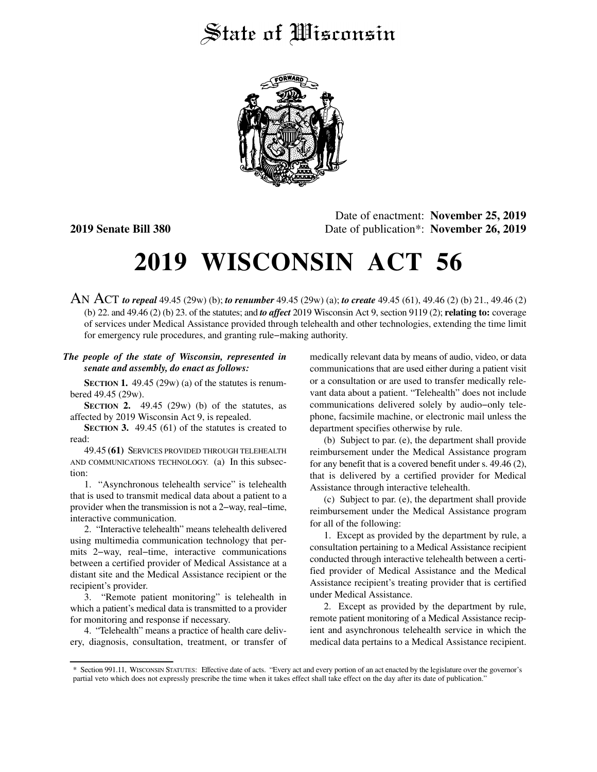# State of Wisconsin

**2019 Senate Bill 380**

Date of enactment: **November 25, 2019**
Date of publication*: **November 26, 2019**

# 2019 WISCONSIN ACT 56

AN ACT ***to repeal*** 49.45 (29w) (b); ***to renumber*** 49.45 (29w) (a); ***to create*** 49.45 (61), 49.46 (2) (b) 21., 49.46 (2) (b) 22. and 49.46 (2) (b) 23. of the statutes; and ***to affect*** 2019 Wisconsin Act 9, section 9119 (2); **relating to:** coverage of services under Medical Assistance provided through telehealth and other technologies, extending the time limit for emergency rule procedures, and granting rule-making authority.

***The people of the state of Wisconsin, represented in senate and assembly, do enact as follows:***

**SECTION 1.** 49.45 (29w) (a) of the statutes is renumbered 49.45 (29w).

**SECTION 2.** 49.45 (29w) (b) of the statutes, as affected by 2019 Wisconsin Act 9, is repealed.

**SECTION 3.** 49.45 (61) of the statutes is created to read:

49.45 **(61)** SERVICES PROVIDED THROUGH TELEHEALTH AND COMMUNICATIONS TECHNOLOGY. (a) In this subsection:

1. "Asynchronous telehealth service" is telehealth that is used to transmit medical data about a patient to a provider when the transmission is not a 2-way, real-time, interactive communication.

2. "Interactive telehealth" means telehealth delivered using multimedia communication technology that permits 2-way, real-time, interactive communications between a certified provider of Medical Assistance at a distant site and the Medical Assistance recipient or the recipient's provider.

3. "Remote patient monitoring" is telehealth in which a patient's medical data is transmitted to a provider for monitoring and response if necessary.

4. "Telehealth" means a practice of health care delivery, diagnosis, consultation, treatment, or transfer of medically relevant data by means of audio, video, or data communications that are used either during a patient visit or a consultation or are used to transfer medically relevant data about a patient. "Telehealth" does not include communications delivered solely by audio-only telephone, facsimile machine, or electronic mail unless the department specifies otherwise by rule.

(b) Subject to par. (e), the department shall provide reimbursement under the Medical Assistance program for any benefit that is a covered benefit under s. 49.46 (2), that is delivered by a certified provider for Medical Assistance through interactive telehealth.

(c) Subject to par. (e), the department shall provide reimbursement under the Medical Assistance program for all of the following:

1. Except as provided by the department by rule, a consultation pertaining to a Medical Assistance recipient conducted through interactive telehealth between a certified provider of Medical Assistance and the Medical Assistance recipient's treating provider that is certified under Medical Assistance.

2. Except as provided by the department by rule, remote patient monitoring of a Medical Assistance recipient and asynchronous telehealth service in which the medical data pertains to a Medical Assistance recipient.

* Section 991.11, WISCONSIN STATUTES: Effective date of acts. "Every act and every portion of an act enacted by the legislature over the governor's partial veto which does not expressly prescribe the time when it takes effect shall take effect on the day after its date of publication."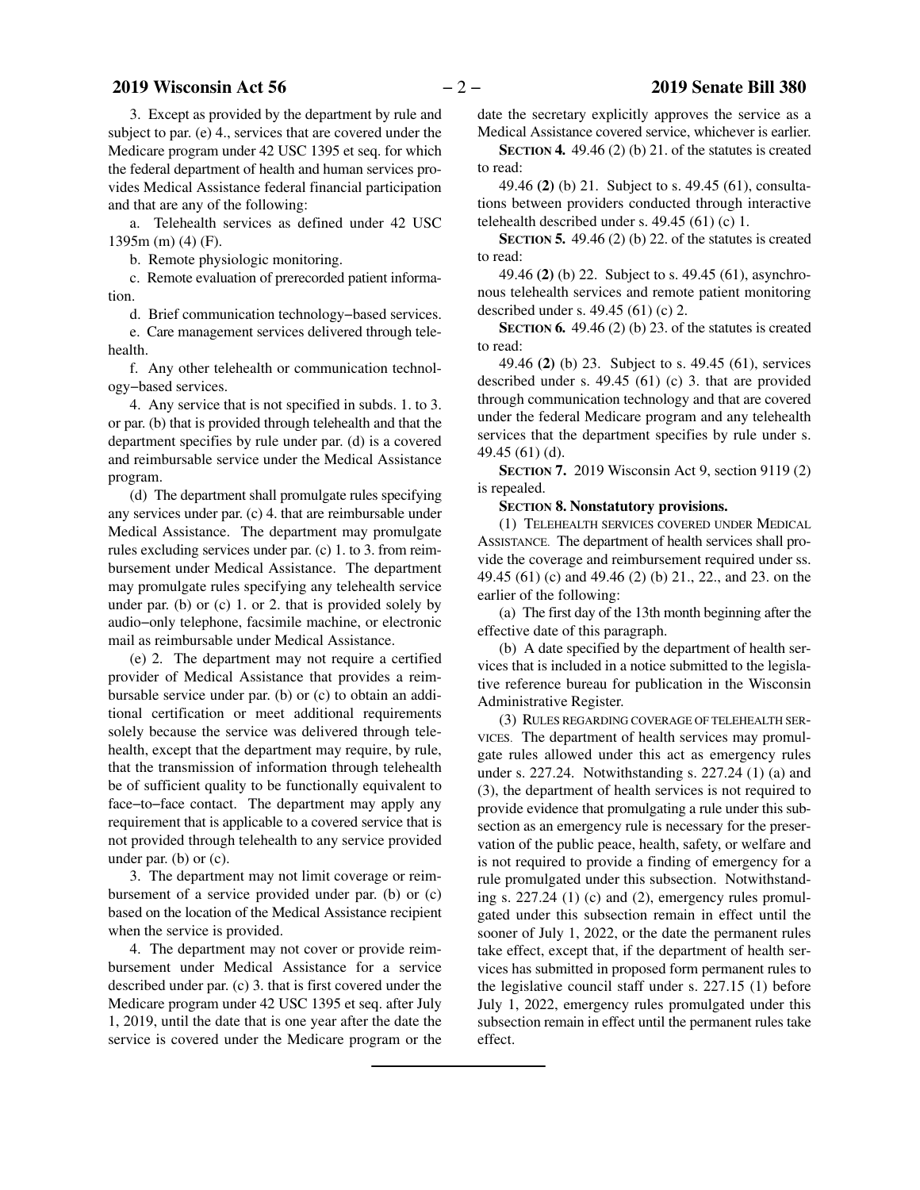3. Except as provided by the department by rule and subject to par. (e) 4., services that are covered under the Medicare program under 42 USC 1395 et seq. for which the federal department of health and human services provides Medical Assistance federal financial participation and that are any of the following:

a. Telehealth services as defined under 42 USC 1395m (m) (4) (F).

b. Remote physiologic monitoring.

c. Remote evaluation of prerecorded patient information.

d. Brief communication technology−based services.

e. Care management services delivered through telehealth.

f. Any other telehealth or communication technology−based services.

4. Any service that is not specified in subds. 1. to 3. or par. (b) that is provided through telehealth and that the department specifies by rule under par. (d) is a covered and reimbursable service under the Medical Assistance program.

(d) The department shall promulgate rules specifying any services under par. (c) 4. that are reimbursable under Medical Assistance. The department may promulgate rules excluding services under par. (c) 1. to 3. from reimbursement under Medical Assistance. The department may promulgate rules specifying any telehealth service under par. (b) or (c) 1. or 2. that is provided solely by audio−only telephone, facsimile machine, or electronic mail as reimbursable under Medical Assistance.

(e) 2. The department may not require a certified provider of Medical Assistance that provides a reimbursable service under par. (b) or (c) to obtain an additional certification or meet additional requirements solely because the service was delivered through telehealth, except that the department may require, by rule, that the transmission of information through telehealth be of sufficient quality to be functionally equivalent to face−to−face contact. The department may apply any requirement that is applicable to a covered service that is not provided through telehealth to any service provided under par. (b) or (c).

3. The department may not limit coverage or reimbursement of a service provided under par. (b) or (c) based on the location of the Medical Assistance recipient when the service is provided.

4. The department may not cover or provide reimbursement under Medical Assistance for a service described under par. (c) 3. that is first covered under the Medicare program under 42 USC 1395 et seq. after July 1, 2019, until the date that is one year after the date the service is covered under the Medicare program or the date the secretary explicitly approves the service as a Medical Assistance covered service, whichever is earlier.

**SECTION 4.** 49.46 (2) (b) 21. of the statutes is created to read:

49.46 **(2)** (b) 21. Subject to s. 49.45 (61), consultations between providers conducted through interactive telehealth described under s. 49.45 (61) (c) 1.

**SECTION 5.** 49.46 (2) (b) 22. of the statutes is created to read:

49.46 **(2)** (b) 22. Subject to s. 49.45 (61), asynchronous telehealth services and remote patient monitoring described under s. 49.45 (61) (c) 2.

**SECTION 6.** 49.46 (2) (b) 23. of the statutes is created to read:

49.46 **(2)** (b) 23. Subject to s. 49.45 (61), services described under s. 49.45 (61) (c) 3. that are provided through communication technology and that are covered under the federal Medicare program and any telehealth services that the department specifies by rule under s. 49.45 (61) (d).

**SECTION 7.** 2019 Wisconsin Act 9, section 9119 (2) is repealed.

**SECTION 8. Nonstatutory provisions.**

(1) TELEHEALTH SERVICES COVERED UNDER MEDICAL ASSISTANCE. The department of health services shall provide the coverage and reimbursement required under ss. 49.45 (61) (c) and 49.46 (2) (b) 21., 22., and 23. on the earlier of the following:

(a) The first day of the 13th month beginning after the effective date of this paragraph.

(b) A date specified by the department of health services that is included in a notice submitted to the legislative reference bureau for publication in the Wisconsin Administrative Register.

(3) RULES REGARDING COVERAGE OF TELEHEALTH SERVICES. The department of health services may promulgate rules allowed under this act as emergency rules under s. 227.24. Notwithstanding s. 227.24 (1) (a) and (3), the department of health services is not required to provide evidence that promulgating a rule under this subsection as an emergency rule is necessary for the preservation of the public peace, health, safety, or welfare and is not required to provide a finding of emergency for a rule promulgated under this subsection. Notwithstanding s. 227.24 (1) (c) and (2), emergency rules promulgated under this subsection remain in effect until the sooner of July 1, 2022, or the date the permanent rules take effect, except that, if the department of health services has submitted in proposed form permanent rules to the legislative council staff under s. 227.15 (1) before July 1, 2022, emergency rules promulgated under this subsection remain in effect until the permanent rules take effect.